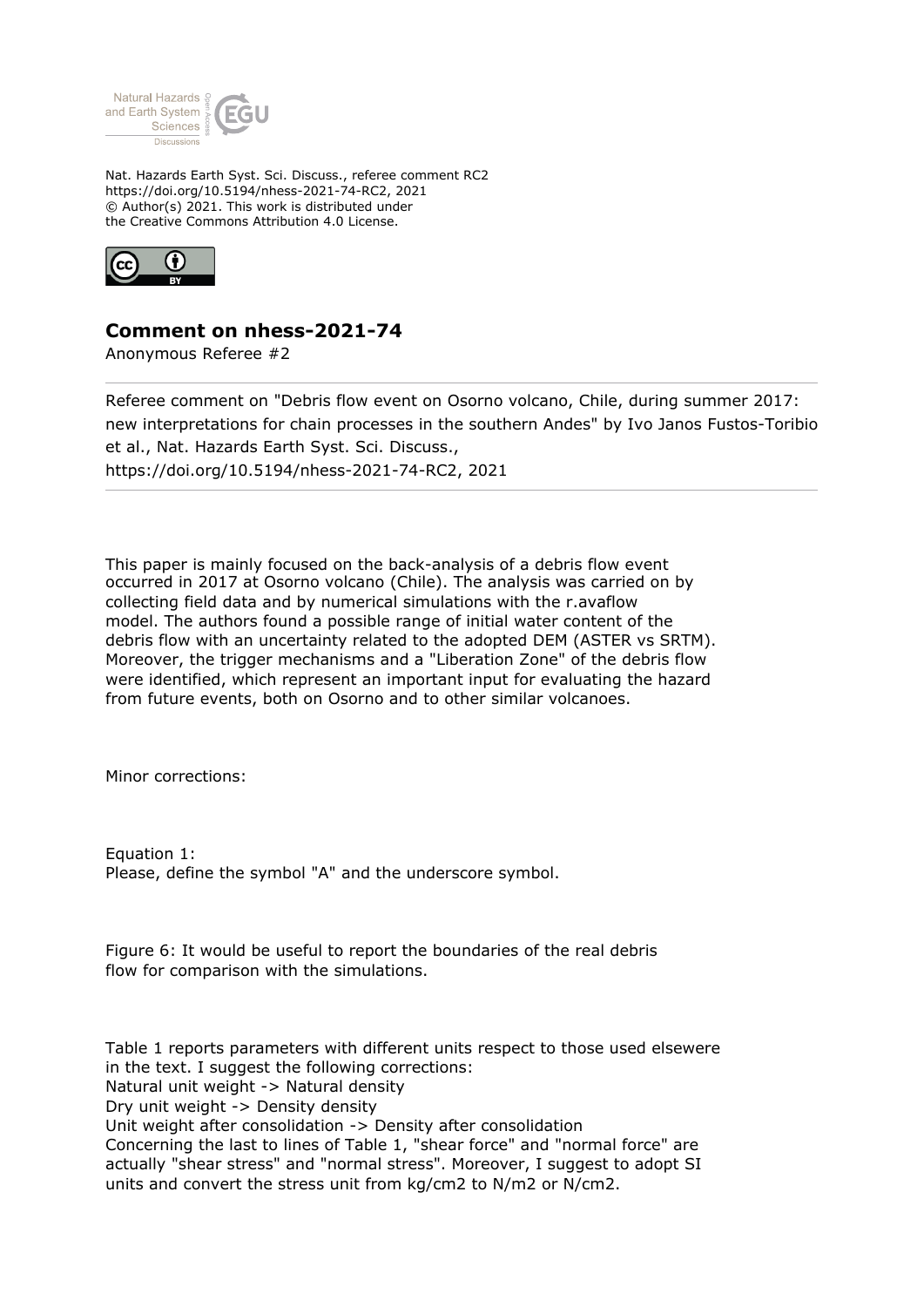Nat. Hazards Earth Syst. Sci. Discuss., referee comment RC2
https://doi.org/10.5194/nhess-2021-74-RC2, 2021
© Author(s) 2021. This work is distributed under
the Creative Commons Attribution 4.0 License.

## Comment on nhess-2021-74

Anonymous Referee #2

---

Referee comment on "Debris flow event on Osorno volcano, Chile, during summer 2017: new interpretations for chain processes in the southern Andes" by Ivo Janos Fustos-Toribio et al., Nat. Hazards Earth Syst. Sci. Discuss., https://doi.org/10.5194/nhess-2021-74-RC2, 2021

---

This paper is mainly focused on the back-analysis of a debris flow event occurred in 2017 at Osorno volcano (Chile). The analysis was carried on by collecting field data and by numerical simulations with the r.avaflow model. The authors found a possible range of initial water content of the debris flow with an uncertainty related to the adopted DEM (ASTER vs SRTM). Moreover, the trigger mechanisms and a "Liberation Zone" of the debris flow were identified, which represent an important input for evaluating the hazard from future events, both on Osorno and to other similar volcanoes.

Minor corrections:

Equation 1:
Please, define the symbol "A" and the underscore symbol.

Figure 6: It would be useful to report the boundaries of the real debris flow for comparison with the simulations.

Table 1 reports parameters with different units respect to those used elsewere in the text. I suggest the following corrections:
Natural unit weight -> Natural density
Dry unit weight -> Density density
Unit weight after consolidation -> Density after consolidation
Concerning the last to lines of Table 1, "shear force" and "normal force" are actually "shear stress" and "normal stress". Moreover, I suggest to adopt SI units and convert the stress unit from kg/cm2 to N/m2 or N/cm2.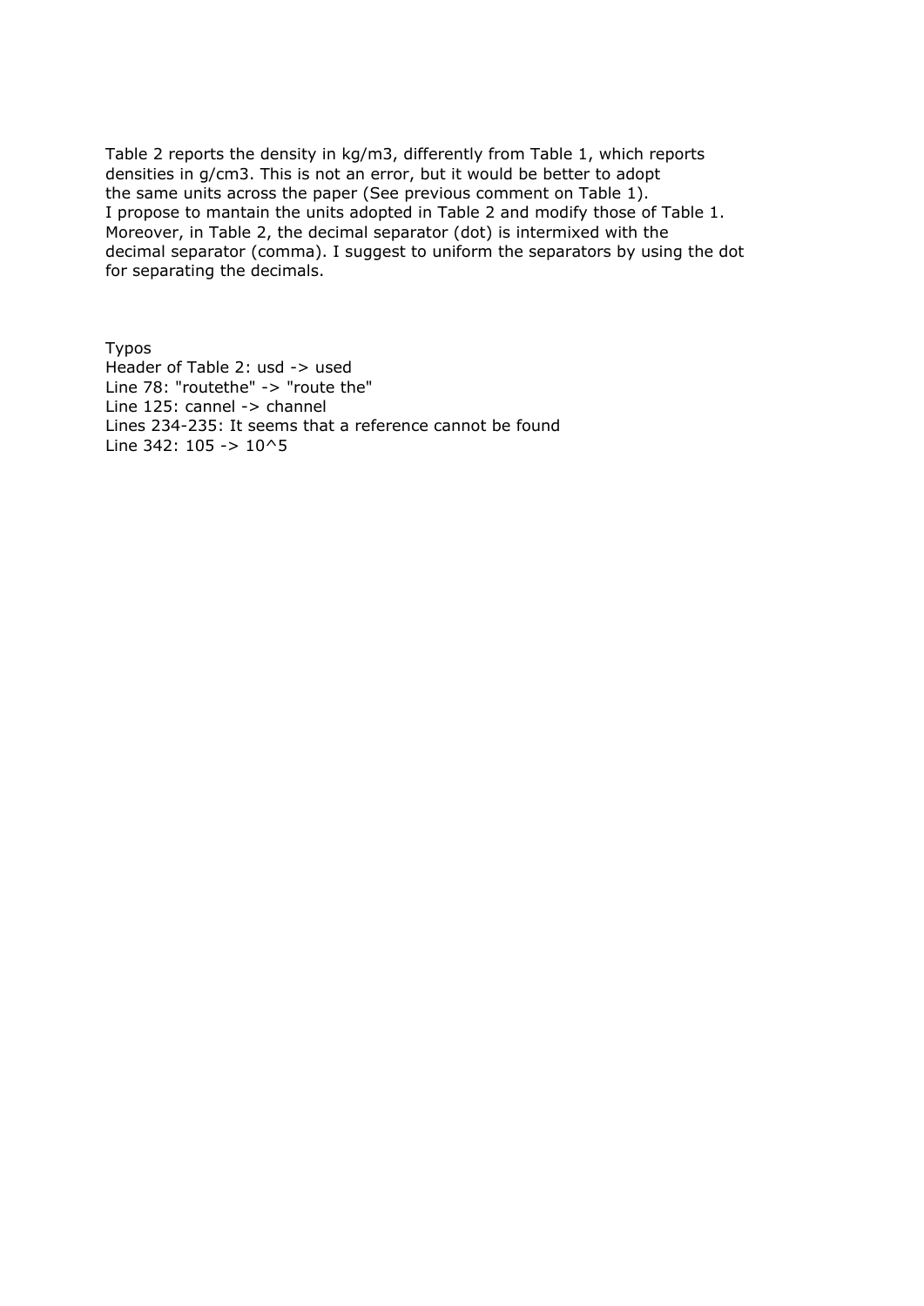Table 2 reports the density in kg/m3, differently from Table 1, which reports densities in g/cm3. This is not an error, but it would be better to adopt the same units across the paper (See previous comment on Table 1).
I propose to mantain the units adopted in Table 2 and modify those of Table 1.
Moreover, in Table 2, the decimal separator (dot) is intermixed with the decimal separator (comma). I suggest to uniform the separators by using the dot for separating the decimals.

Typos
Header of Table 2: usd -> used
Line 78: "routethe" -> "route the"
Line 125: cannel -> channel
Lines 234-235: It seems that a reference cannot be found
Line 342: 105 -> 10^5